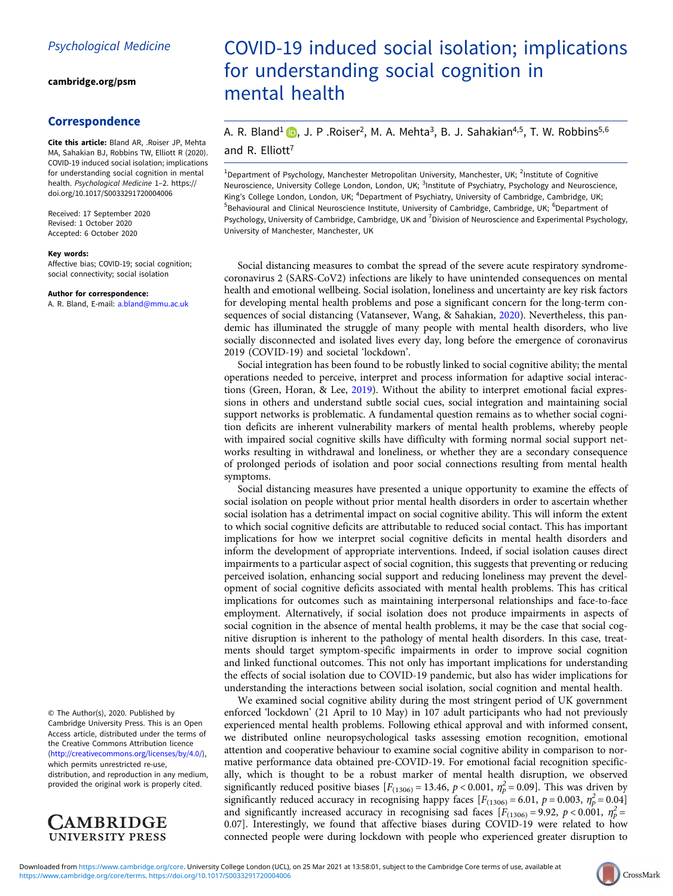Psychological Medicine

cambridge.org/psm

## Correspondence

**Cite this article:** Bland AR, .Roiser JP, Mehta MA, Sahakian BJ, Robbins TW, Elliott R (2020). COVID-19 induced social isolation; implications for understanding social cognition in mental health. *Psychological Medicine* 1–2. https://doi.org/10.1017/S0033291720004006

Received: 17 September 2020
Revised: 1 October 2020
Accepted: 6 October 2020

**Key words:**
Affective bias; COVID-19; social cognition; social connectivity; social isolation

**Author for correspondence:**
A. R. Bland, E-mail: a.bland@mmu.ac.uk

© The Author(s), 2020. Published by Cambridge University Press. This is an Open Access article, distributed under the terms of the Creative Commons Attribution licence (http://creativecommons.org/licenses/by/4.0/), which permits unre-stricted re-use, distribution, and reproduction in any medium, provided the original work is properly cited.

# COVID-19 induced social isolation; implications for understanding social cognition in mental health

A. R. Bland[1], J. P .Roiser[2], M. A. Mehta[3], B. J. Sahakian[4,5], T. W. Robbins[5,6] and R. Elliott[7]

[1]Department of Psychology, Manchester Metropolitan University, Manchester, UK; [2]Institute of Cognitive Neuroscience, University College London, London, UK; [3]Institute of Psychiatry, Psychology and Neuroscience, King's College London, London, UK; [4]Department of Psychiatry, University of Cambridge, Cambridge, UK; [5]Behavioural and Clinical Neuroscience Institute, University of Cambridge, Cambridge, UK; [6]Department of Psychology, University of Cambridge, Cambridge, UK and [7]Division of Neuroscience and Experimental Psychology, University of Manchester, Manchester, UK

Social distancing measures to combat the spread of the severe acute respiratory syndrome-coronavirus 2 (SARS-CoV2) infections are likely to have unintended consequences on mental health and emotional wellbeing. Social isolation, loneliness and uncertainty are key risk factors for developing mental health problems and pose a significant concern for the long-term consequences of social distancing (Vatansever, Wang, & Sahakian, 2020). Nevertheless, this pandemic has illuminated the struggle of many people with mental health disorders, who live socially disconnected and isolated lives every day, long before the emergence of coronavirus 2019 (COVID-19) and societal 'lockdown'.

Social integration has been found to be robustly linked to social cognitive ability; the mental operations needed to perceive, interpret and process information for adaptive social interactions (Green, Horan, & Lee, 2019). Without the ability to interpret emotional facial expressions in others and understand subtle social cues, social integration and maintaining social support networks is problematic. A fundamental question remains as to whether social cognition deficits are inherent vulnerability markers of mental health problems, whereby people with impaired social cognitive skills have difficulty with forming normal social support networks resulting in withdrawal and loneliness, or whether they are a secondary consequence of prolonged periods of isolation and poor social connections resulting from mental health symptoms.

Social distancing measures have presented a unique opportunity to examine the effects of social isolation on people without prior mental health disorders in order to ascertain whether social isolation has a detrimental impact on social cognitive ability. This will inform the extent to which social cognitive deficits are attributable to reduced social contact. This has important implications for how we interpret social cognitive deficits in mental health disorders and inform the development of appropriate interventions. Indeed, if social isolation causes direct impairments to a particular aspect of social cognition, this suggests that preventing or reducing perceived isolation, enhancing social support and reducing loneliness may prevent the development of social cognitive deficits associated with mental health problems. This has critical implications for outcomes such as maintaining interpersonal relationships and face-to-face employment. Alternatively, if social isolation does not produce impairments in aspects of social cognition in the absence of mental health problems, it may be the case that social cognitive disruption is inherent to the pathology of mental health disorders. In this case, treatments should target symptom-specific impairments in order to improve social cognition and linked functional outcomes. This not only has important implications for understanding the effects of social isolation due to COVID-19 pandemic, but also has wider implications for understanding the interactions between social isolation, social cognition and mental health.

We examined social cognitive ability during the most stringent period of UK government enforced 'lockdown' (21 April to 10 May) in 107 adult participants who had not previously experienced mental health problems. Following ethical approval and with informed consent, we distributed online neuropsychological tasks assessing emotion recognition, emotional attention and cooperative behaviour to examine social cognitive ability in comparison to normative performance data obtained pre-COVID-19. For emotional facial recognition specifically, which is thought to be a robust marker of mental health disruption, we observed significantly reduced positive biases [$F_{(1306)} = 13.46$, $p < 0.001$, $\eta_p^2 = 0.09$]. This was driven by significantly reduced accuracy in recognising happy faces [$F_{(1306)} = 6.01$, $p = 0.003$, $\eta_p^2 = 0.04$] and significantly increased accuracy in recognising sad faces [$F_{(1306)} = 9.92$, $p < 0.001$, $\eta_p^2 = 0.07$]. Interestingly, we found that affective biases during COVID-19 were related to how connected people were during lockdown with people who experienced greater disruption to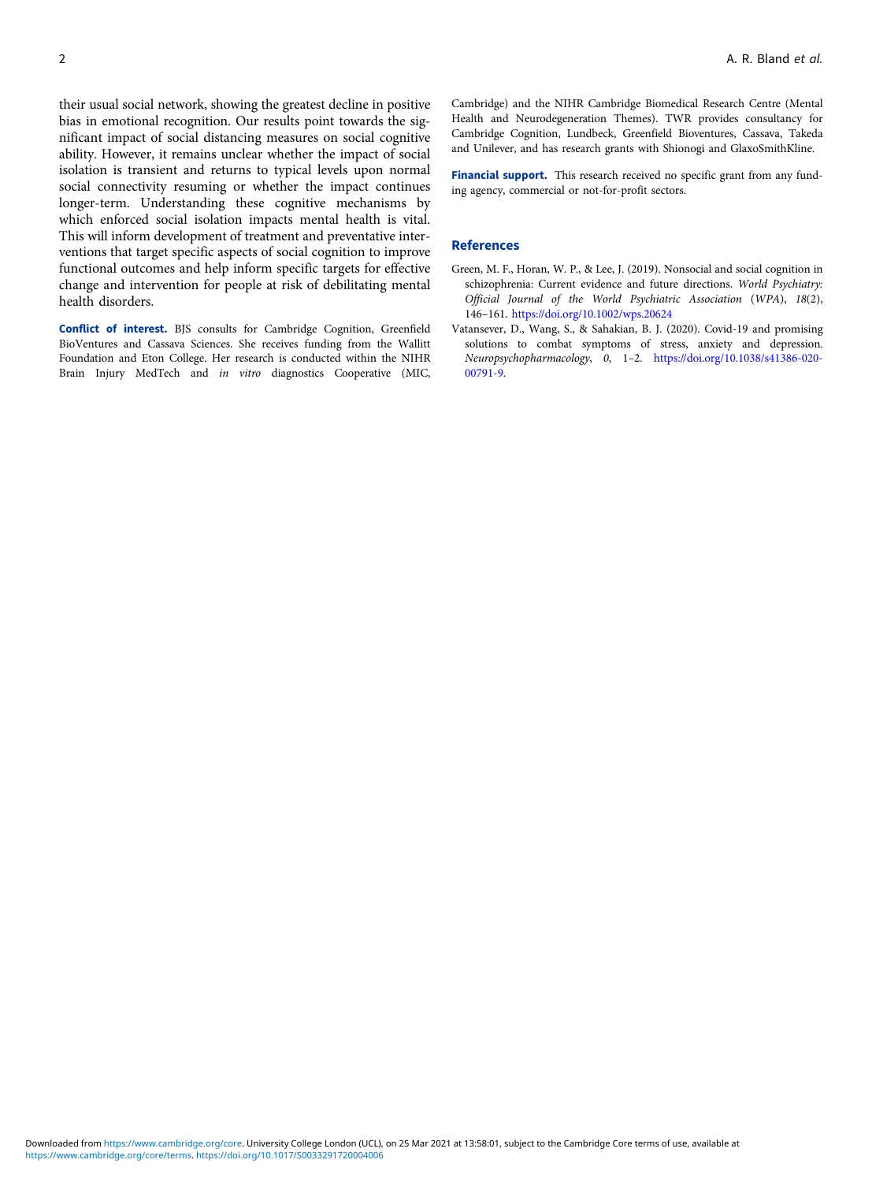their usual social network, showing the greatest decline in positive bias in emotional recognition. Our results point towards the significant impact of social distancing measures on social cognitive ability. However, it remains unclear whether the impact of social isolation is transient and returns to typical levels upon normal social connectivity resuming or whether the impact continues longer-term. Understanding these cognitive mechanisms by which enforced social isolation impacts mental health is vital. This will inform development of treatment and preventative interventions that target specific aspects of social cognition to improve functional outcomes and help inform specific targets for effective change and intervention for people at risk of debilitating mental health disorders.

**Conflict of interest.** BJS consults for Cambridge Cognition, Greenfield BioVentures and Cassava Sciences. She receives funding from the Wallitt Foundation and Eton College. Her research is conducted within the NIHR Brain Injury MedTech and *in vitro* diagnostics Cooperative (MIC, Cambridge) and the NIHR Cambridge Biomedical Research Centre (Mental Health and Neurodegeneration Themes). TWR provides consultancy for Cambridge Cognition, Lundbeck, Greenfield Bioventures, Cassava, Takeda and Unilever, and has research grants with Shionogi and GlaxoSmithKline.

**Financial support.** This research received no specific grant from any funding agency, commercial or not-for-profit sectors.

## References

Green, M. F., Horan, W. P., & Lee, J. (2019). Nonsocial and social cognition in schizophrenia: Current evidence and future directions. *World Psychiatry: Official Journal of the World Psychiatric Association (WPA)*, *18*(2), 146–161. https://doi.org/10.1002/wps.20624

Vatansever, D., Wang, S., & Sahakian, B. J. (2020). Covid-19 and promising solutions to combat symptoms of stress, anxiety and depression. *Neuropsychopharmacology*, *0*, 1–2. https://doi.org/10.1038/s41386-020-00791-9.